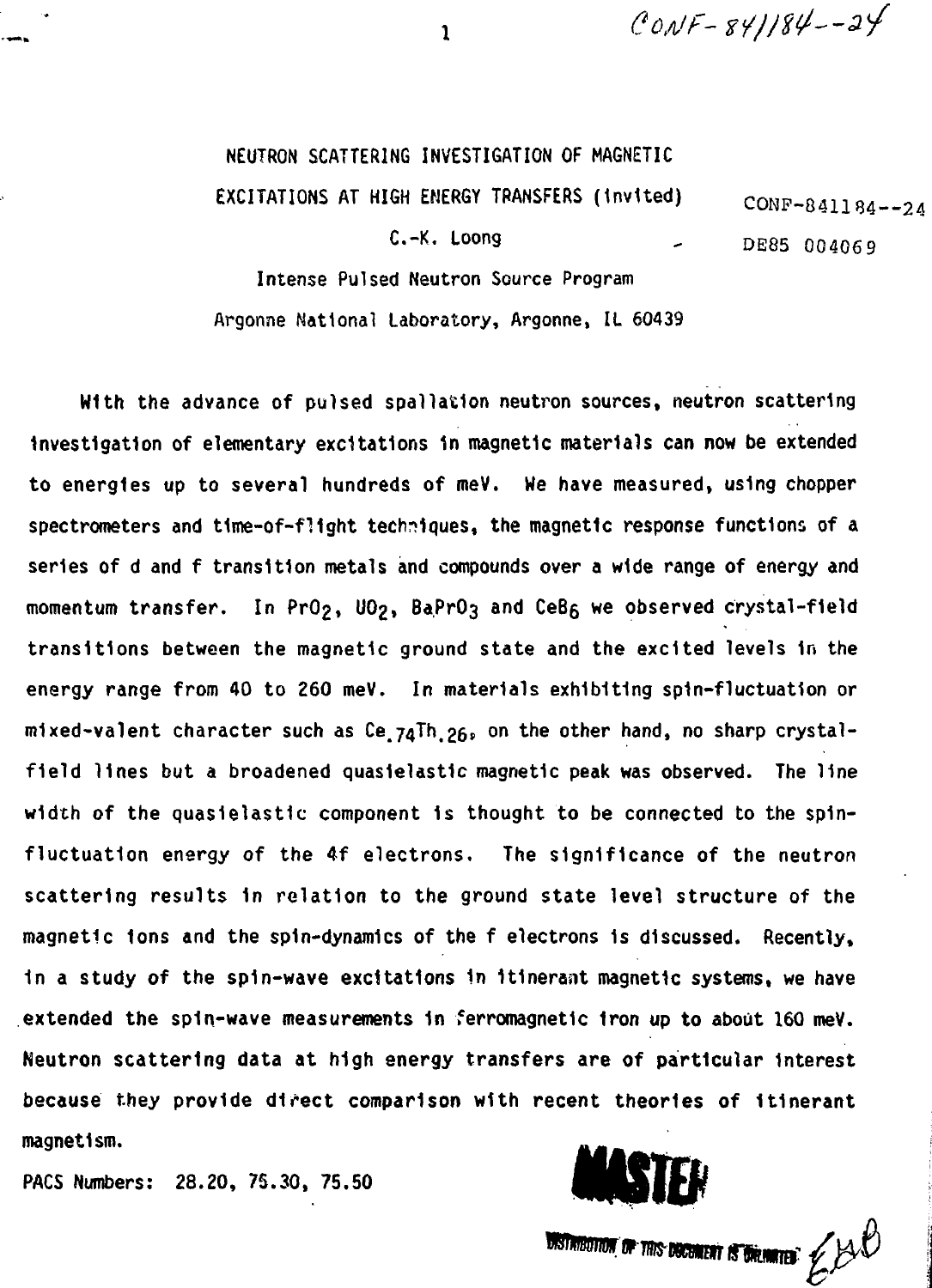CONF-841184--24

# NEUTRON SCATTERING INVESTIGATION OF MAGNETIC EXCITATIONS AT HIGH ENERGY TRANSFERS (Invited)

CONF-841184--24

DE85 004069

C.-K. Loong

Intense Pulsed Neutron Source Program
Argonne National Laboratory, Argonne, IL 60439

With the advance of pulsed spallation neutron sources, neutron scattering investigation of elementary excitations in magnetic materials can now be extended to energies up to several hundreds of meV. We have measured, using chopper spectrometers and time-of-flight techniques, the magnetic response functions of a series of d and f transition metals and compounds over a wide range of energy and momentum transfer. In $PrO_2$, $UO_2$, $BaPrO_3$ and $CeB_6$ we observed crystal-field transitions between the magnetic ground state and the excited levels in the energy range from 40 to 260 meV. In materials exhibiting spin-fluctuation or mixed-valent character such as $Ce_{.74}Th_{.26}$, on the other hand, no sharp crystal-field lines but a broadened quasielastic magnetic peak was observed. The line width of the quasielastic component is thought to be connected to the spin-fluctuation energy of the 4f electrons. The significance of the neutron scattering results in relation to the ground state level structure of the magnetic ions and the spin-dynamics of the f electrons is discussed. Recently, in a study of the spin-wave excitations in itinerant magnetic systems, we have extended the spin-wave measurements in ferromagnetic iron up to about 160 meV. Neutron scattering data at high energy transfers are of particular interest because they provide direct comparison with recent theories of itinerant magnetism.

PACS Numbers: 28.20, 75.30, 75.50

MASTER

DISTRIBUTION OF THIS DOCUMENT IS UNLIMITED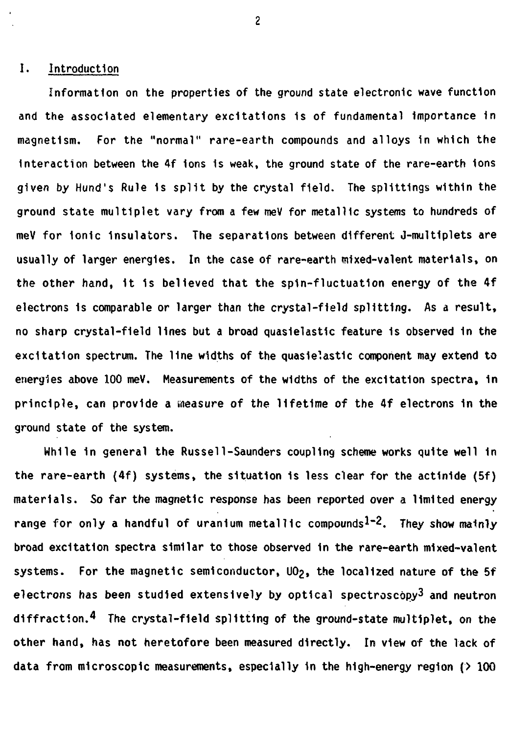## I. Introduction

Information on the properties of the ground state electronic wave function and the associated elementary excitations is of fundamental importance in magnetism. For the "normal" rare-earth compounds and alloys in which the interaction between the 4f ions is weak, the ground state of the rare-earth ions given by Hund's Rule is split by the crystal field. The splittings within the ground state multiplet vary from a few meV for metallic systems to hundreds of meV for ionic insulators. The separations between different J-multiplets are usually of larger energies. In the case of rare-earth mixed-valent materials, on the other hand, it is believed that the spin-fluctuation energy of the 4f electrons is comparable or larger than the crystal-field splitting. As a result, no sharp crystal-field lines but a broad quasielastic feature is observed in the excitation spectrum. The line widths of the quasielastic component may extend to energies above 100 meV. Measurements of the widths of the excitation spectra, in principle, can provide a measure of the lifetime of the 4f electrons in the ground state of the system.

While in general the Russell-Saunders coupling scheme works quite well in the rare-earth (4f) systems, the situation is less clear for the actinide (5f) materials. So far the magnetic response has been reported over a limited energy range for only a handful of uranium metallic compounds[1-2]. They show mainly broad excitation spectra similar to those observed in the rare-earth mixed-valent systems. For the magnetic semiconductor, $UO_2$, the localized nature of the 5f electrons has been studied extensively by optical spectroscopy[3] and neutron diffraction.[4] The crystal-field splitting of the ground-state multiplet, on the other hand, has not heretofore been measured directly. In view of the lack of data from microscopic measurements, especially in the high-energy region (> 100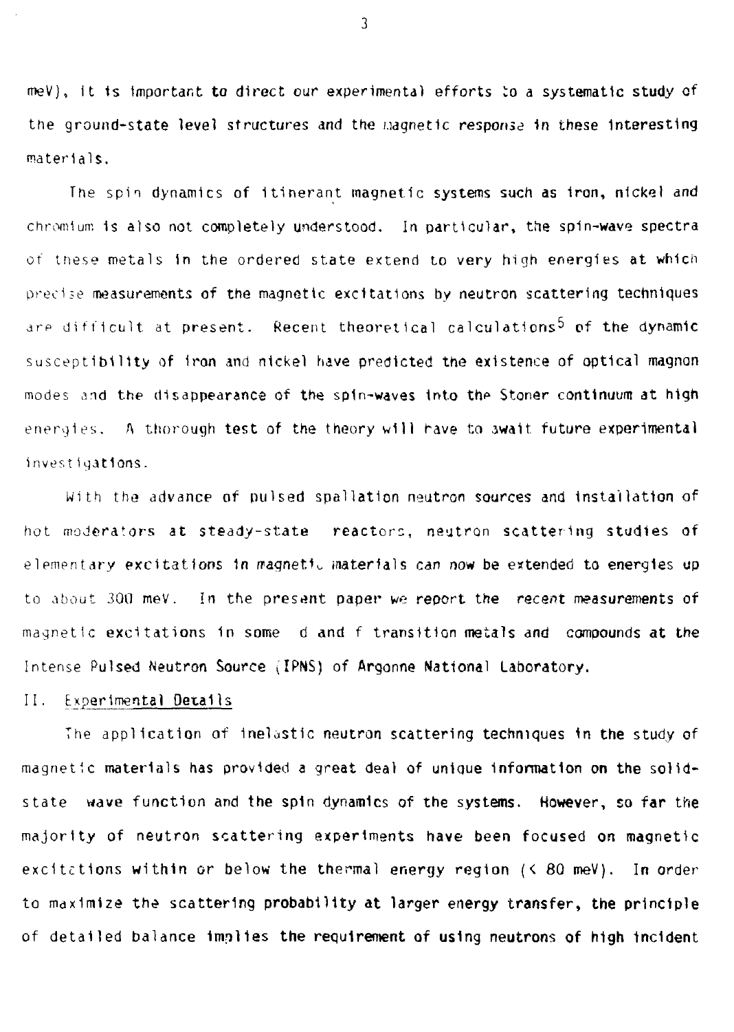meV), it is important to direct our experimental efforts to a systematic study of the ground-state level structures and the magnetic response in these interesting materials.

The spin dynamics of itinerant magnetic systems such as iron, nickel and chromium is also not completely understood. In particular, the spin-wave spectra of these metals in the ordered state extend to very high energies at which precise measurements of the magnetic excitations by neutron scattering techniques are difficult at present. Recent theoretical calculations[5] of the dynamic susceptibility of iron and nickel have predicted the existence of optical magnon modes and the disappearance of the spin-waves into the Stoner continuum at high energies. A thorough test of the theory will have to await future experimental investigations.

With the advance of pulsed spallation neutron sources and installation of hot moderators at steady-state reactors, neutron scattering studies of elementary excitations in magnetic materials can now be extended to energies up to about 300 meV. In the present paper we report the recent measurements of magnetic excitations in some d and f transition metals and compounds at the Intense Pulsed Neutron Source (IPNS) of Argonne National Laboratory.

## II. Experimental Details

The application of inelastic neutron scattering techniques in the study of magnetic materials has provided a great deal of unique information on the solid-state wave function and the spin dynamics of the systems. However, so far the majority of neutron scattering experiments have been focused on magnetic excitations within or below the thermal energy region (< 80 meV). In order to maximize the scattering probability at larger energy transfer, the principle of detailed balance implies the requirement of using neutrons of high incident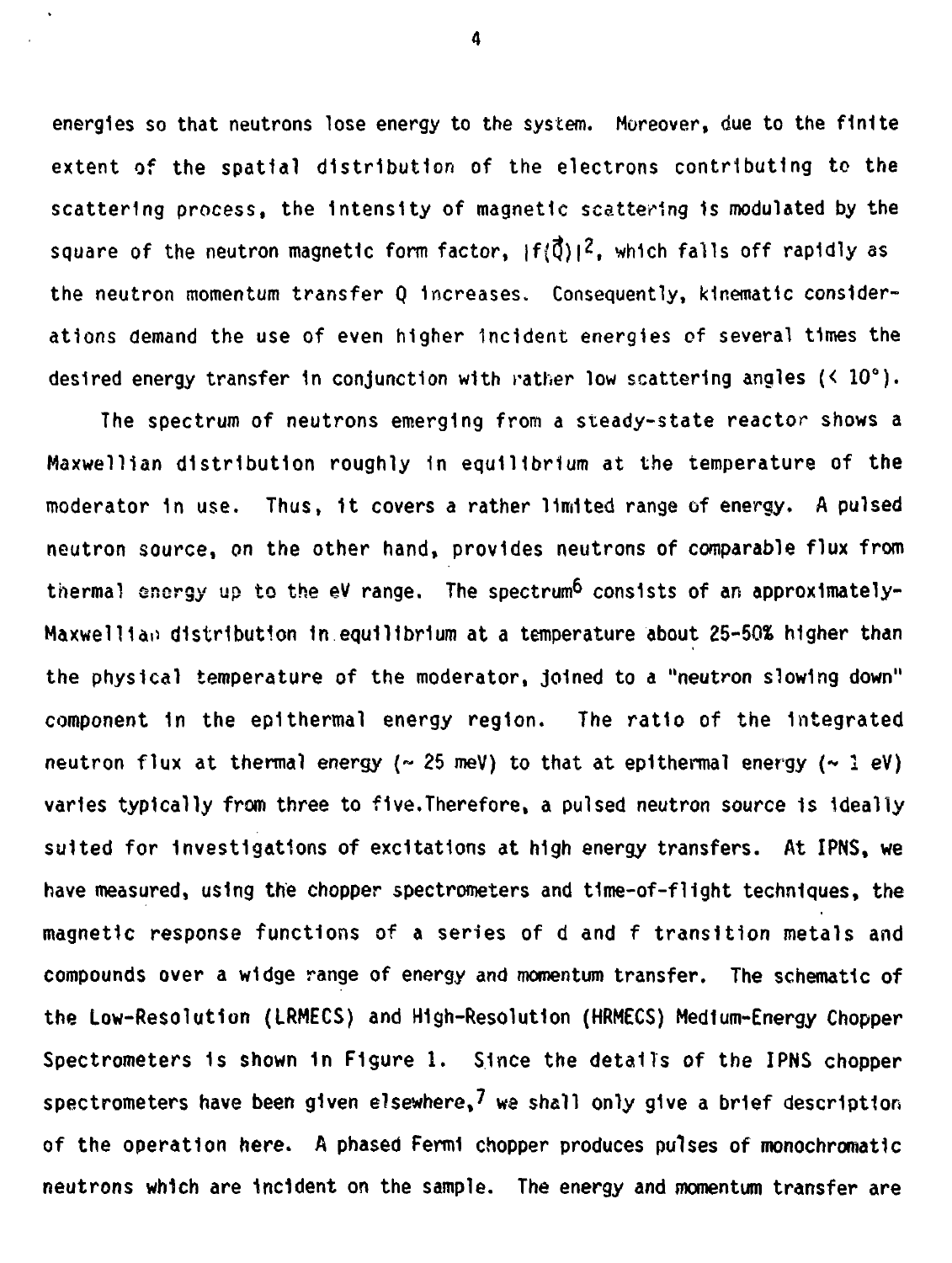energies so that neutrons lose energy to the system. Moreover, due to the finite extent of the spatial distribution of the electrons contributing to the scattering process, the intensity of magnetic scattering is modulated by the square of the neutron magnetic form factor, $|f(\vec{Q})|^2$, which falls off rapidly as the neutron momentum transfer Q increases. Consequently, kinematic considerations demand the use of even higher incident energies of several times the desired energy transfer in conjunction with rather low scattering angles (< 10°).

The spectrum of neutrons emerging from a steady-state reactor shows a Maxwellian distribution roughly in equilibrium at the temperature of the moderator in use. Thus, it covers a rather limited range of energy. A pulsed neutron source, on the other hand, provides neutrons of comparable flux from thermal energy up to the eV range. The spectrum[6] consists of an approximately-Maxwellian distribution in equilibrium at a temperature about 25-50% higher than the physical temperature of the moderator, joined to a "neutron slowing down" component in the epithermal energy region. The ratio of the integrated neutron flux at thermal energy (~ 25 meV) to that at epithermal energy (~ 1 eV) varies typically from three to five.Therefore, a pulsed neutron source is ideally suited for investigations of excitations at high energy transfers. At IPNS, we have measured, using the chopper spectrometers and time-of-flight techniques, the magnetic response functions of a series of d and f transition metals and compounds over a widge range of energy and momentum transfer. The schematic of the Low-Resolution (LRMECS) and High-Resolution (HRMECS) Medium-Energy Chopper Spectrometers is shown in Figure 1. Since the details of the IPNS chopper spectrometers have been given elsewhere,[7] we shall only give a brief description of the operation here. A phased Fermi chopper produces pulses of monochromatic neutrons which are incident on the sample. The energy and momentum transfer are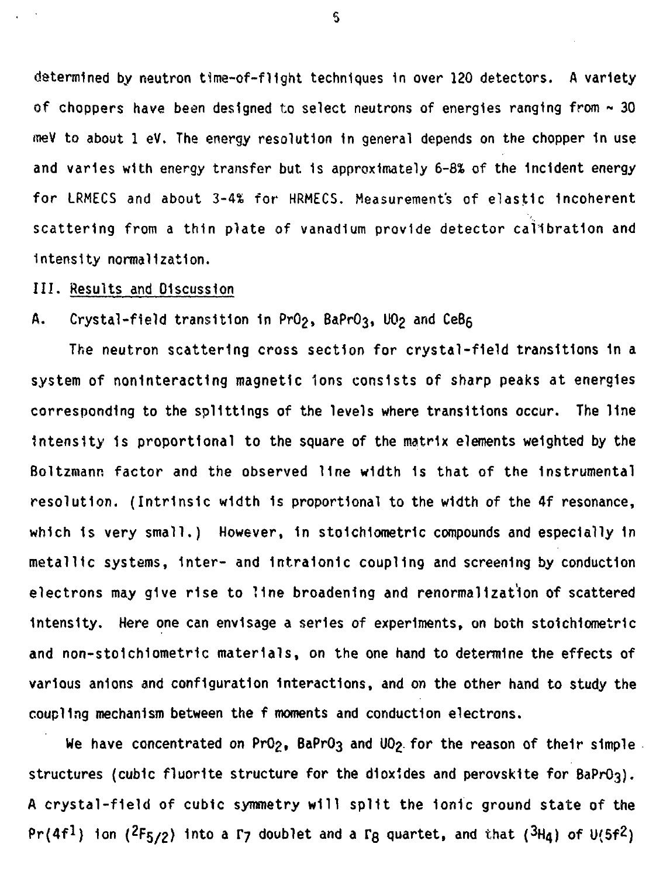determined by neutron time-of-flight techniques in over 120 detectors. A variety of choppers have been designed to select neutrons of energies ranging from ~ 30 meV to about 1 eV. The energy resolution in general depends on the chopper in use and varies with energy transfer but is approximately 6-8% of the incident energy for LRMECS and about 3-4% for HRMECS. Measurements of elastic incoherent scattering from a thin plate of vanadium provide detector calibration and intensity normalization.

## III. Results and Discussion

### A. Crystal-field transition in $PrO_2$, $BaPrO_3$, $UO_2$ and $CeB_6$

The neutron scattering cross section for crystal-field transitions in a system of noninteracting magnetic ions consists of sharp peaks at energies corresponding to the splittings of the levels where transitions occur. The line intensity is proportional to the square of the matrix elements weighted by the Boltzmann factor and the observed line width is that of the instrumental resolution. (Intrinsic width is proportional to the width of the 4f resonance, which is very small.) However, in stoichiometric compounds and especially in metallic systems, inter- and intraionic coupling and screening by conduction electrons may give rise to line broadening and renormalization of scattered intensity. Here one can envisage a series of experiments, on both stoichiometric and non-stoichiometric materials, on the one hand to determine the effects of various anions and configuration interactions, and on the other hand to study the coupling mechanism between the f moments and conduction electrons.

We have concentrated on $PrO_2$, $BaPrO_3$ and $UO_2$ for the reason of their simple structures (cubic fluorite structure for the dioxides and perovskite for $BaPrO_3$). A crystal-field of cubic symmetry will split the ionic ground state of the $Pr(4f^1)$ ion ($^2F_{5/2}$) into a $\Gamma_7$ doublet and a $\Gamma_8$ quartet, and that ($^3H_4$) of $U(5f^2)$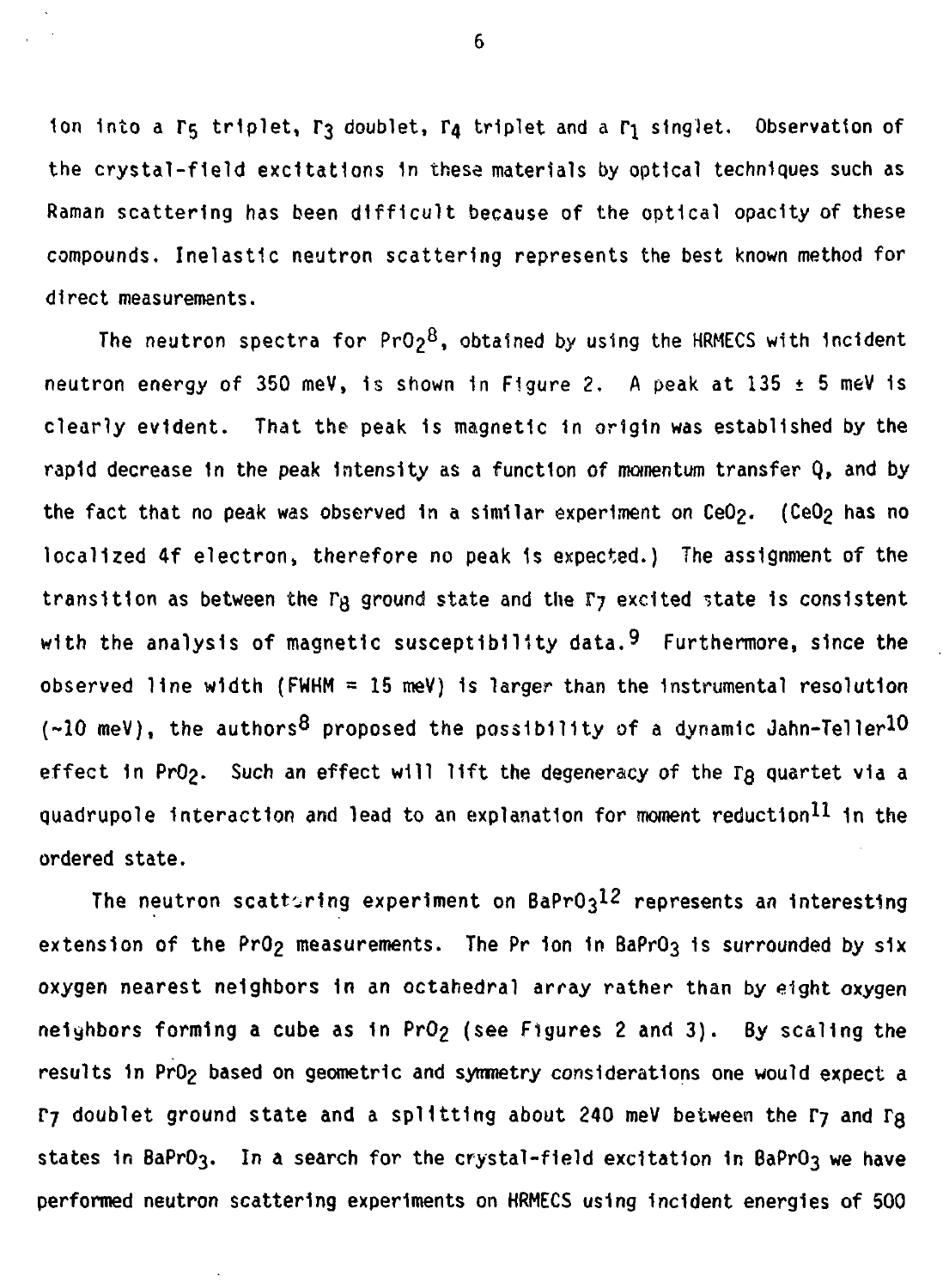ion into a $\Gamma_5$ triplet, $\Gamma_3$ doublet, $\Gamma_4$ triplet and a $\Gamma_1$ singlet. Observation of the crystal-field excitations in these materials by optical techniques such as Raman scattering has been difficult because of the optical opacity of these compounds. Inelastic neutron scattering represents the best known method for direct measurements.

The neutron spectra for $PrO_2$[8], obtained by using the HRMECS with incident neutron energy of 350 meV, is shown in Figure 2. A peak at 135 ± 5 meV is clearly evident. That the peak is magnetic in origin was established by the rapid decrease in the peak intensity as a function of momentum transfer Q, and by the fact that no peak was observed in a similar experiment on $CeO_2$. ($CeO_2$ has no localized 4f electron, therefore no peak is expected.) The assignment of the transition as between the $\Gamma_8$ ground state and the $\Gamma_7$ excited state is consistent with the analysis of magnetic susceptibility data.[9] Furthermore, since the observed line width (FWHM = 15 meV) is larger than the instrumental resolution (~10 meV), the authors[8] proposed the possibility of a dynamic Jahn-Teller[10] effect in $PrO_2$. Such an effect will lift the degeneracy of the $\Gamma_8$ quartet via a quadrupole interaction and lead to an explanation for moment reduction[11] in the ordered state.

The neutron scattering experiment on $BaPrO_3$[12] represents an interesting extension of the $PrO_2$ measurements. The Pr ion in $BaPrO_3$ is surrounded by six oxygen nearest neighbors in an octahedral array rather than by eight oxygen neighbors forming a cube as in $PrO_2$ (see Figures 2 and 3). By scaling the results in $PrO_2$ based on geometric and symmetry considerations one would expect a $\Gamma_7$ doublet ground state and a splitting about 240 meV between the $\Gamma_7$ and $\Gamma_8$ states in $BaPrO_3$. In a search for the crystal-field excitation in $BaPrO_3$ we have performed neutron scattering experiments on HRMECS using incident energies of 500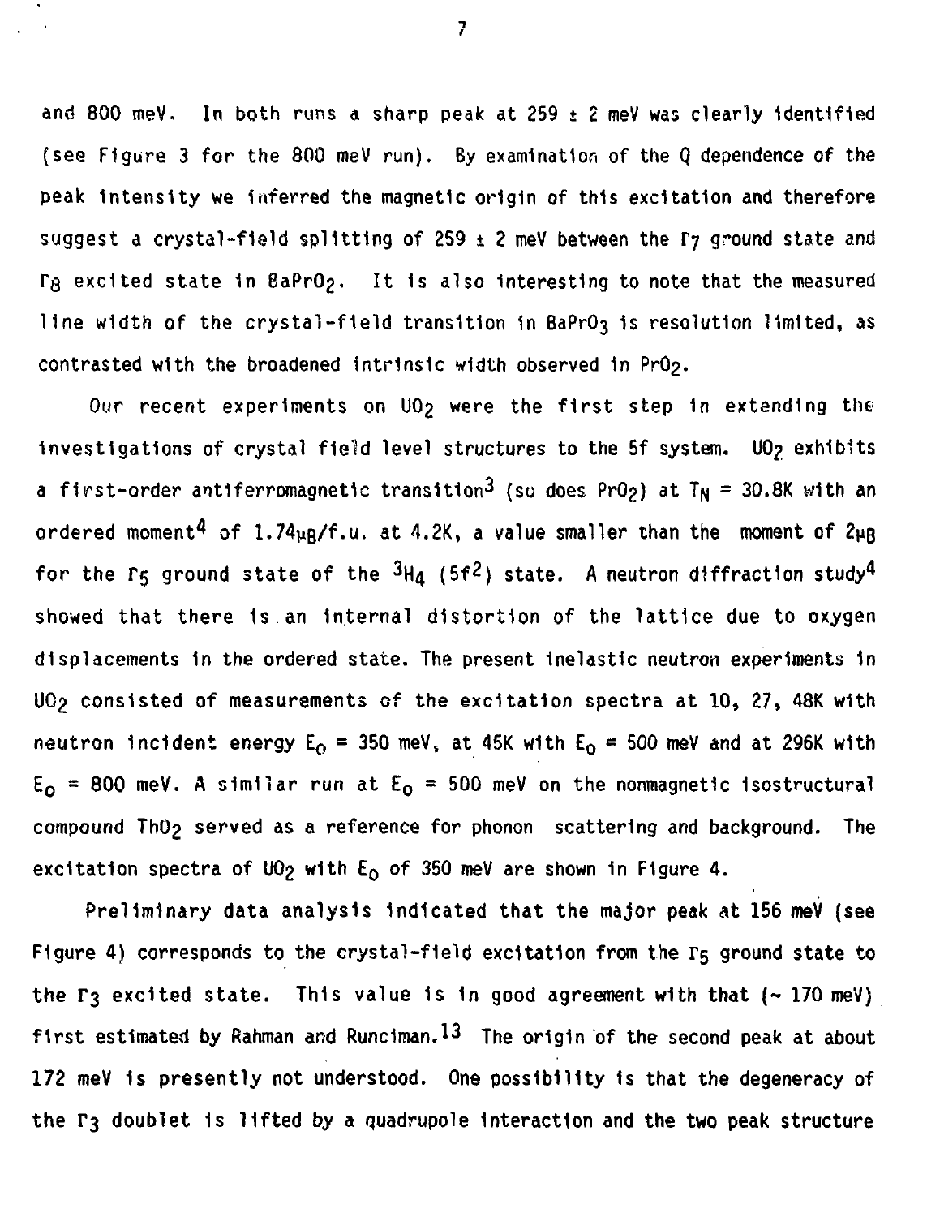and 800 meV. In both runs a sharp peak at 259 ± 2 meV was clearly identified (see Figure 3 for the 800 meV run). By examination of the Q dependence of the peak intensity we inferred the magnetic origin of this excitation and therefore suggest a crystal-field splitting of 259 ± 2 meV between the $\Gamma_7$ ground state and $\Gamma_8$ excited state in $BaPrO_2$. It is also interesting to note that the measured line width of the crystal-field transition in $BaPrO_3$ is resolution limited, as contrasted with the broadened intrinsic width observed in $PrO_2$.

Our recent experiments on $UO_2$ were the first step in extending the investigations of crystal field level structures to the 5f system. $UO_2$ exhibits a first-order antiferromagnetic transition[3] (so does $PrO_2$) at $T_N$ = 30.8K with an ordered moment[4] of 1.74$\mu_B$/f.u. at 4.2K, a value smaller than the moment of 2$\mu_B$ for the $\Gamma_5$ ground state of the $^3H_4$ ($5f^2$) state. A neutron diffraction study[4] showed that there is an internal distortion of the lattice due to oxygen displacements in the ordered state. The present inelastic neutron experiments in $UO_2$ consisted of measurements of the excitation spectra at 10, 27, 48K with neutron incident energy $E_0$ = 350 meV, at 45K with $E_0$ = 500 meV and at 296K with $E_0$ = 800 meV. A similar run at $E_0$ = 500 meV on the nonmagnetic isostructural compound $ThO_2$ served as a reference for phonon scattering and background. The excitation spectra of $UO_2$ with $E_0$ of 350 meV are shown in Figure 4.

Preliminary data analysis indicated that the major peak at 156 meV (see Figure 4) corresponds to the crystal-field excitation from the $\Gamma_5$ ground state to the $\Gamma_3$ excited state. This value is in good agreement with that (~ 170 meV) first estimated by Rahman and Runciman.[13] The origin of the second peak at about 172 meV is presently not understood. One possibility is that the degeneracy of the $\Gamma_3$ doublet is lifted by a quadrupole interaction and the two peak structure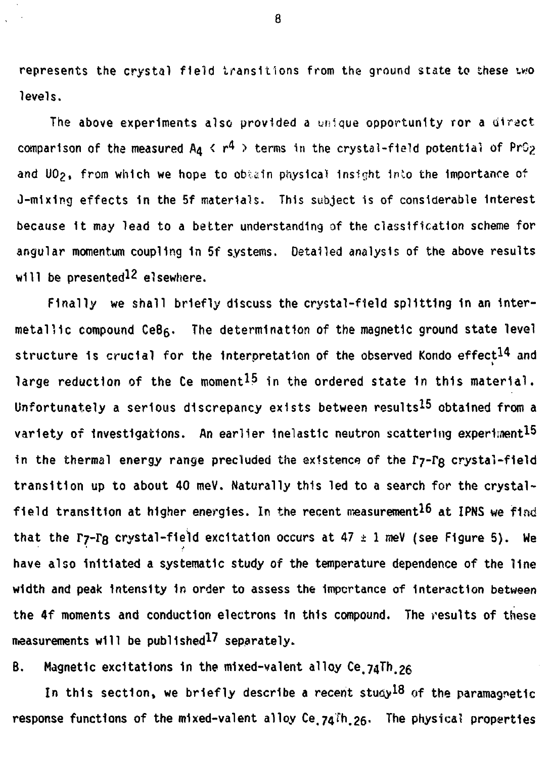represents the crystal field transitions from the ground state to these two levels.

The above experiments also provided a unique opportunity for a direct comparison of the measured $A_4 \langle r^4 \rangle$ terms in the crystal-field potential of $PrO_2$ and $UO_2$, from which we hope to obtain physical insight into the importance of J-mixing effects in the 5f materials. This subject is of considerable interest because it may lead to a better understanding of the classification scheme for angular momentum coupling in 5f systems. Detailed analysis of the above results will be presented[12] elsewhere.

Finally we shall briefly discuss the crystal-field splitting in an intermetallic compound $CeB_6$. The determination of the magnetic ground state level structure is crucial for the interpretation of the observed Kondo effect[14] and large reduction of the Ce moment[15] in the ordered state in this material. Unfortunately a serious discrepancy exists between results[15] obtained from a variety of investigations. An earlier inelastic neutron scattering experiment[15] in the thermal energy range precluded the existence of the $\Gamma_7$-$\Gamma_8$ crystal-field transition up to about 40 meV. Naturally this led to a search for the crystal-field transition at higher energies. In the recent measurement[16] at IPNS we find that the $\Gamma_7$-$\Gamma_8$ crystal-field excitation occurs at 47 ± 1 meV (see Figure 5). We have also initiated a systematic study of the temperature dependence of the line width and peak intensity in order to assess the importance of interaction between the 4f moments and conduction electrons in this compound. The results of these measurements will be published[17] separately.

## B. Magnetic excitations in the mixed-valent alloy $Ce_{.74}Th_{.26}$

In this section, we briefly describe a recent study[18] of the paramagnetic response functions of the mixed-valent alloy $Ce_{.74}Th_{.26}$. The physical properties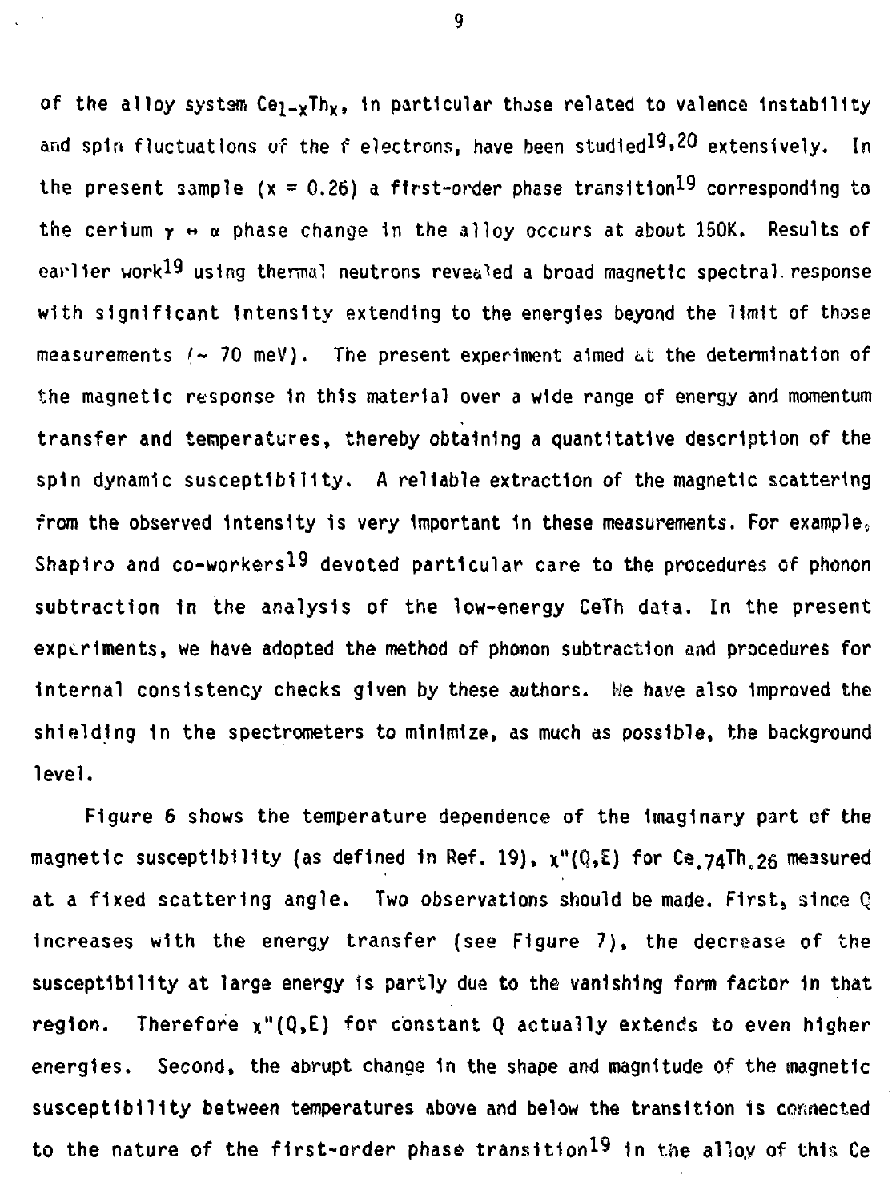of the alloy system $Ce_{1-x}Th_x$, in particular those related to valence instability and spin fluctuations of the f electrons, have been studied[19,20] extensively. In the present sample ($x = 0.26$) a first-order phase transition[19] corresponding to the cerium $\gamma \leftrightarrow \alpha$ phase change in the alloy occurs at about 150K. Results of earlier work[19] using thermal neutrons revealed a broad magnetic spectral response with significant intensity extending to the energies beyond the limit of those measurements (~ 70 meV). The present experiment aimed at the determination of the magnetic response in this material over a wide range of energy and momentum transfer and temperatures, thereby obtaining a quantitative description of the spin dynamic susceptibility. A reliable extraction of the magnetic scattering from the observed intensity is very important in these measurements. For example, Shapiro and co-workers[19] devoted particular care to the procedures of phonon subtraction in the analysis of the low-energy CeTh data. In the present experiments, we have adopted the method of phonon subtraction and procedures for internal consistency checks given by these authors. We have also improved the shielding in the spectrometers to minimize, as much as possible, the background level.

Figure 6 shows the temperature dependence of the imaginary part of the magnetic susceptibility (as defined in Ref. 19), $\chi''(Q,E)$ for $Ce_{.74}Th_{.26}$ measured at a fixed scattering angle. Two observations should be made. First, since Q increases with the energy transfer (see Figure 7), the decrease of the susceptibility at large energy is partly due to the vanishing form factor in that region. Therefore $\chi''(Q,E)$ for constant Q actually extends to even higher energies. Second, the abrupt change in the shape and magnitude of the magnetic susceptibility between temperatures above and below the transition is connected to the nature of the first-order phase transition[19] in the alloy of this Ce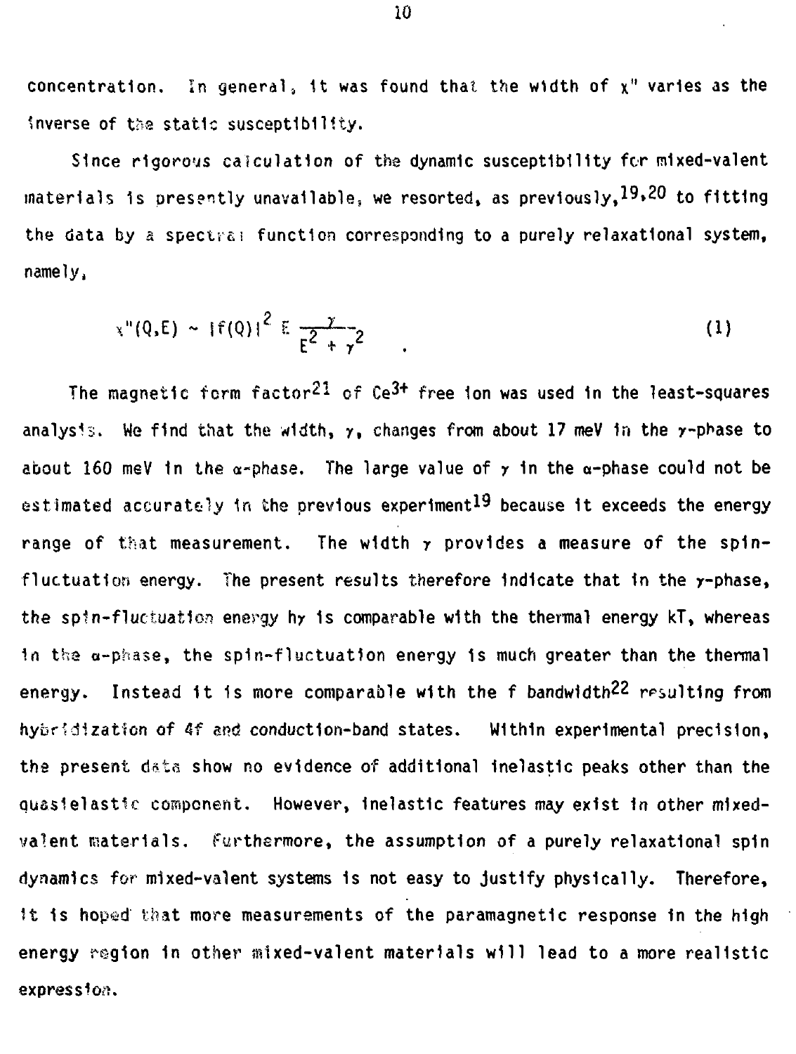concentration. In general, it was found that the width of $\chi''$ varies as the inverse of the static susceptibility.

Since rigorous calculation of the dynamic susceptibility for mixed-valent materials is presently unavailable, we resorted, as previously,[19,20] to fitting the data by a spectral function corresponding to a purely relaxational system, namely,

$$\chi''(Q,E) \sim |f(Q)|^2 \, E \, \frac{\gamma}{E^2 + \gamma^2} \quad . \tag{1}$$

The magnetic form factor[21] of $Ce^{3+}$ free ion was used in the least-squares analysis. We find that the width, $\gamma$, changes from about 17 meV in the $\gamma$-phase to about 160 meV in the $\alpha$-phase. The large value of $\gamma$ in the $\alpha$-phase could not be estimated accurately in the previous experiment[19] because it exceeds the energy range of that measurement. The width $\gamma$ provides a measure of the spin-fluctuation energy. The present results therefore indicate that in the $\gamma$-phase, the spin-fluctuation energy $h\gamma$ is comparable with the thermal energy kT, whereas in the $\alpha$-phase, the spin-fluctuation energy is much greater than the thermal energy. Instead it is more comparable with the f bandwidth[22] resulting from hybridization of 4f and conduction-band states. Within experimental precision, the present data show no evidence of additional inelastic peaks other than the quasielastic component. However, inelastic features may exist in other mixed-valent materials. Furthermore, the assumption of a purely relaxational spin dynamics for mixed-valent systems is not easy to justify physically. Therefore, it is hoped that more measurements of the paramagnetic response in the high energy region in other mixed-valent materials will lead to a more realistic expression.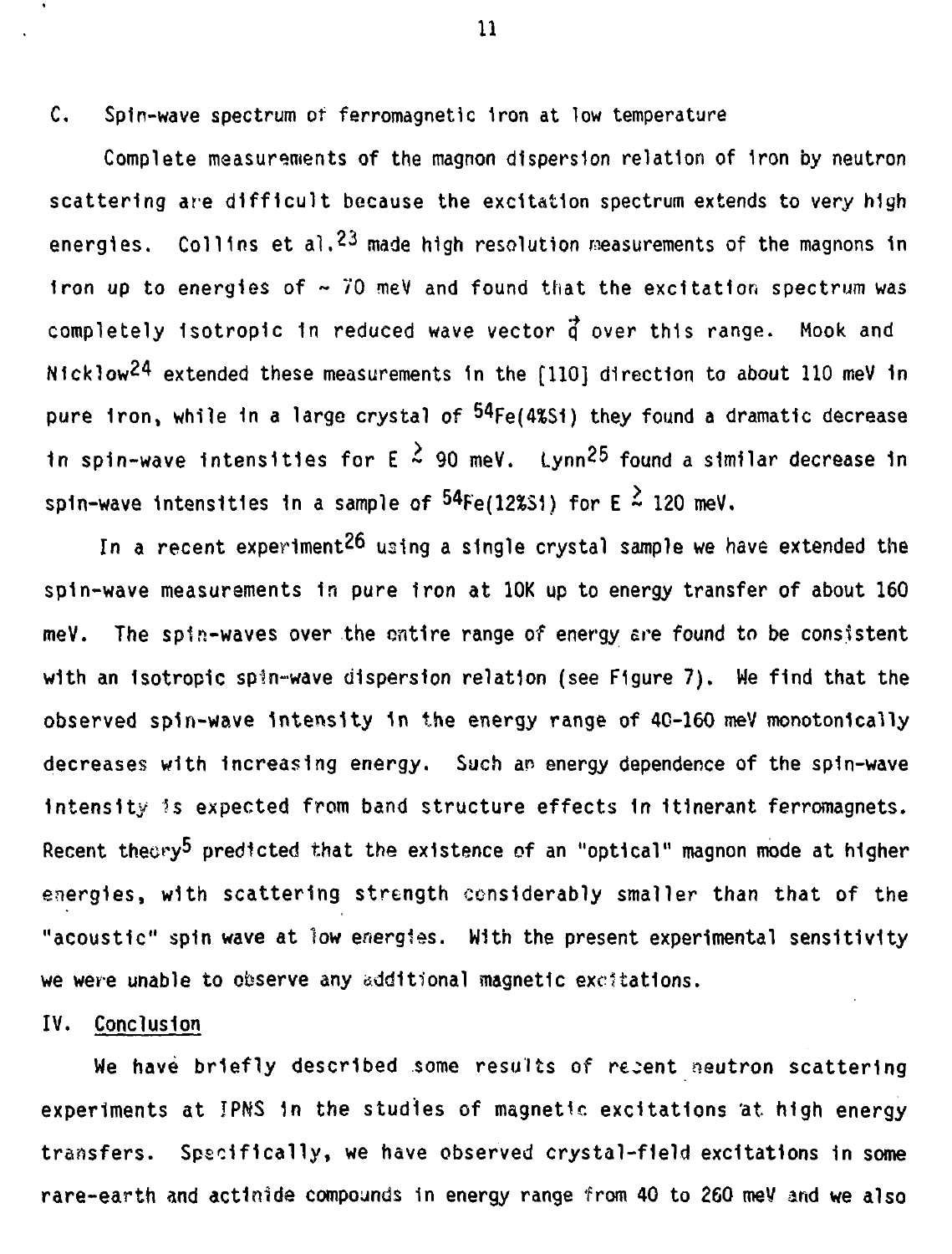### C. Spin-wave spectrum of ferromagnetic iron at low temperature

Complete measurements of the magnon dispersion relation of iron by neutron scattering are difficult because the excitation spectrum extends to very high energies. Collins et al.[23] made high resolution measurements of the magnons in iron up to energies of ~ 70 meV and found that the excitation spectrum was completely isotropic in reduced wave vector $\vec{q}$ over this range. Mook and Nicklow[24] extended these measurements in the [110] direction to about 110 meV in pure iron, while in a large crystal of $^{54}$Fe(4%Si) they found a dramatic decrease in spin-wave intensities for $E \gtrsim 90$ meV. Lynn[25] found a similar decrease in spin-wave intensities in a sample of $^{54}$Fe(12%Si) for $E \gtrsim 120$ meV.

In a recent experiment[26] using a single crystal sample we have extended the spin-wave measurements in pure iron at 10K up to energy transfer of about 160 meV. The spin-waves over the entire range of energy are found to be consistent with an isotropic spin-wave dispersion relation (see Figure 7). We find that the observed spin-wave intensity in the energy range of 40-160 meV monotonically decreases with increasing energy. Such an energy dependence of the spin-wave intensity is expected from band structure effects in itinerant ferromagnets. Recent theory[5] predicted that the existence of an "optical" magnon mode at higher energies, with scattering strength considerably smaller than that of the "acoustic" spin wave at low energies. With the present experimental sensitivity we were unable to observe any additional magnetic excitations.

## IV. Conclusion

We have briefly described some results of recent neutron scattering experiments at IPNS in the studies of magnetic excitations at high energy transfers. Specifically, we have observed crystal-field excitations in some rare-earth and actinide compounds in energy range from 40 to 260 meV and we also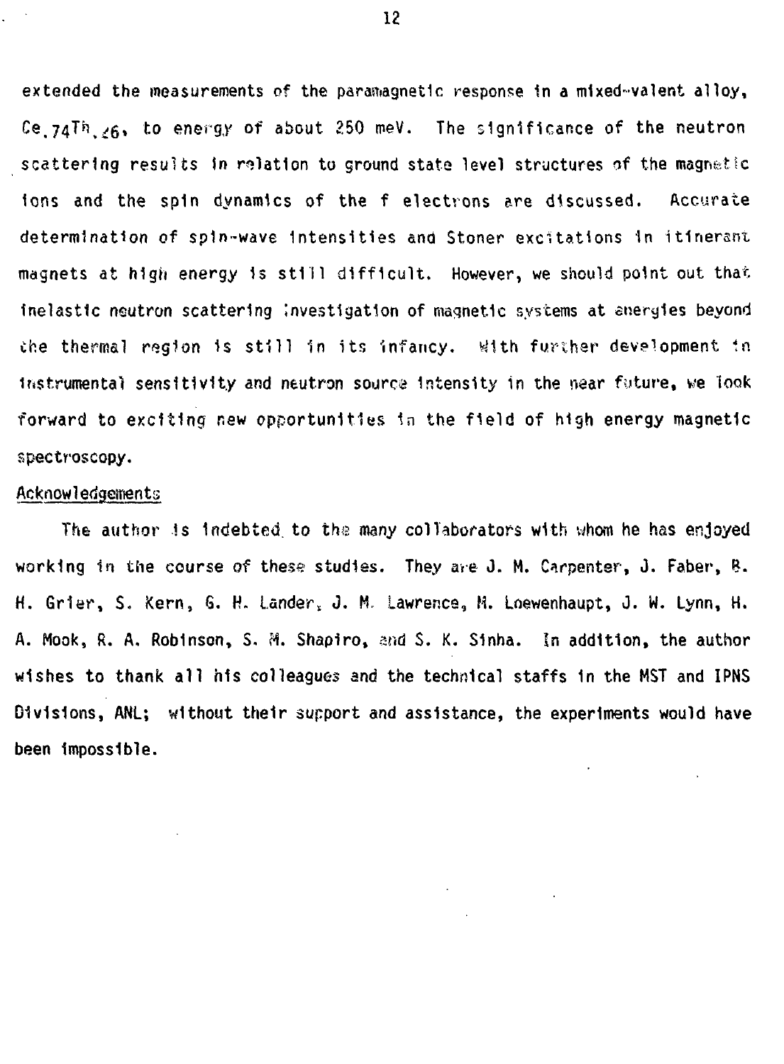extended the measurements of the paramagnetic response in a mixed-valent alloy, $Ce_{.74}Th_{.26}$, to energy of about 250 meV. The significance of the neutron scattering results in relation to ground state level structures of the magnetic ions and the spin dynamics of the f electrons are discussed. Accurate determination of spin-wave intensities and Stoner excitations in itinerant magnets at high energy is still difficult. However, we should point out that inelastic neutron scattering investigation of magnetic systems at energies beyond the thermal region is still in its infancy. With further development in instrumental sensitivity and neutron source intensity in the near future, we look forward to exciting new opportunities in the field of high energy magnetic spectroscopy.

## Acknowledgements

The author is indebted to the many collaborators with whom he has enjoyed working in the course of these studies. They are J. M. Carpenter, J. Faber, B. H. Grier, S. Kern, G. H. Lander, J. M. Lawrence, M. Loewenhaupt, J. W. Lynn, H. A. Mook, R. A. Robinson, S. M. Shapiro, and S. K. Sinha. In addition, the author wishes to thank all his colleagues and the technical staffs in the MST and IPNS Divisions, ANL; without their support and assistance, the experiments would have been impossible.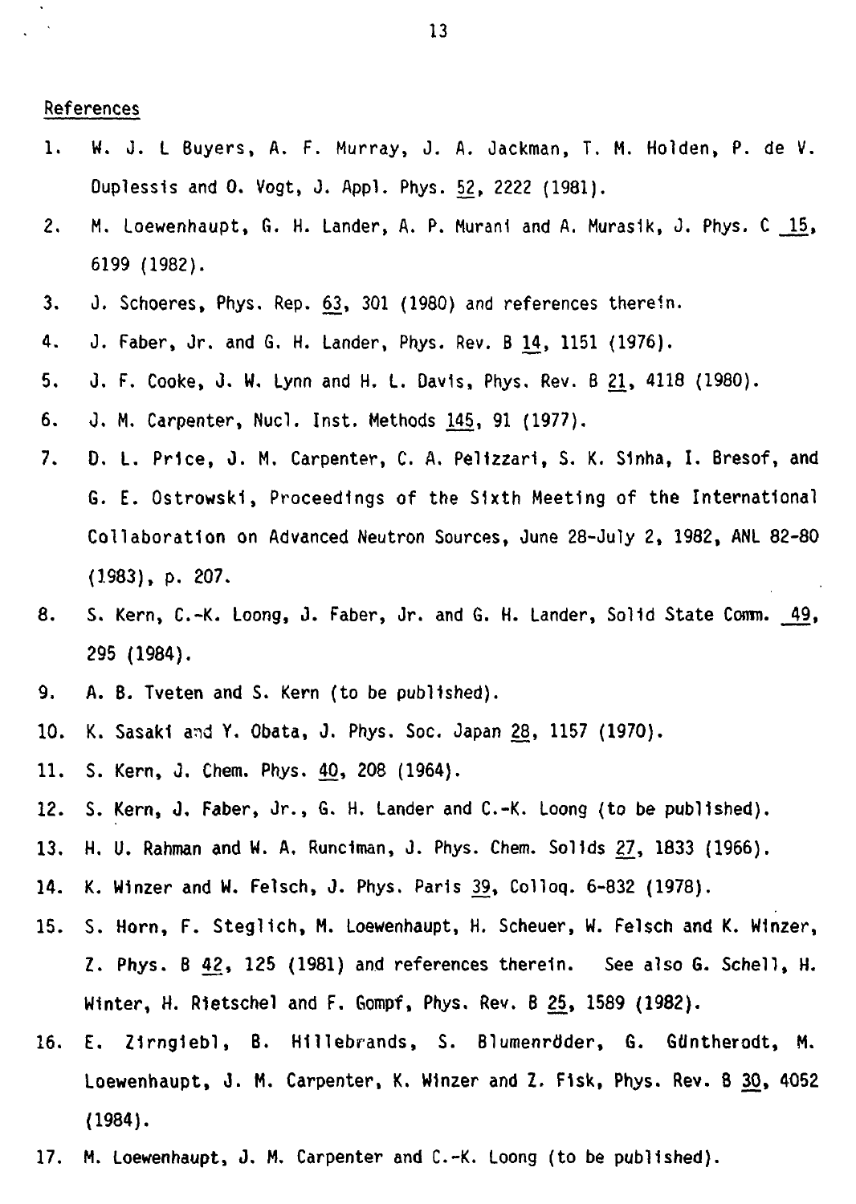## References

1. W. J. L Buyers, A. F. Murray, J. A. Jackman, T. M. Holden, P. de V. Duplessis and O. Vogt, J. Appl. Phys. 52, 2222 (1981).
2. M. Loewenhaupt, G. H. Lander, A. P. Murani and A. Murasik, J. Phys. C 15, 6199 (1982).
3. J. Schoeres, Phys. Rep. 63, 301 (1980) and references therein.
4. J. Faber, Jr. and G. H. Lander, Phys. Rev. B 14, 1151 (1976).
5. J. F. Cooke, J. W. Lynn and H. L. Davis, Phys. Rev. B 21, 4118 (1980).
6. J. M. Carpenter, Nucl. Inst. Methods 145, 91 (1977).
7. D. L. Price, J. M. Carpenter, C. A. Pelizzari, S. K. Sinha, I. Bresof, and G. E. Ostrowski, Proceedings of the Sixth Meeting of the International Collaboration on Advanced Neutron Sources, June 28-July 2, 1982, ANL 82-80 (1983), p. 207.
8. S. Kern, C.-K. Loong, J. Faber, Jr. and G. H. Lander, Solid State Comm. 49, 295 (1984).
9. A. B. Tveten and S. Kern (to be published).
10. K. Sasaki and Y. Obata, J. Phys. Soc. Japan 28, 1157 (1970).
11. S. Kern, J. Chem. Phys. 40, 208 (1964).
12. S. Kern, J. Faber, Jr., G. H. Lander and C.-K. Loong (to be published).
13. H. U. Rahman and W. A. Runciman, J. Phys. Chem. Solids 27, 1833 (1966).
14. K. Winzer and W. Felsch, J. Phys. Paris 39, Colloq. 6-832 (1978).
15. S. Horn, F. Steglich, M. Loewenhaupt, H. Scheuer, W. Felsch and K. Winzer, Z. Phys. B 42, 125 (1981) and references therein. See also G. Schell, H. Winter, H. Rietschel and F. Gompf, Phys. Rev. B 25, 1589 (1982).
16. E. Zirngiebl, B. Hillebrands, S. Blumenröder, G. Güntherodt, M. Loewenhaupt, J. M. Carpenter, K. Winzer and Z. Fisk, Phys. Rev. B 30, 4052 (1984).
17. M. Loewenhaupt, J. M. Carpenter and C.-K. Loong (to be published).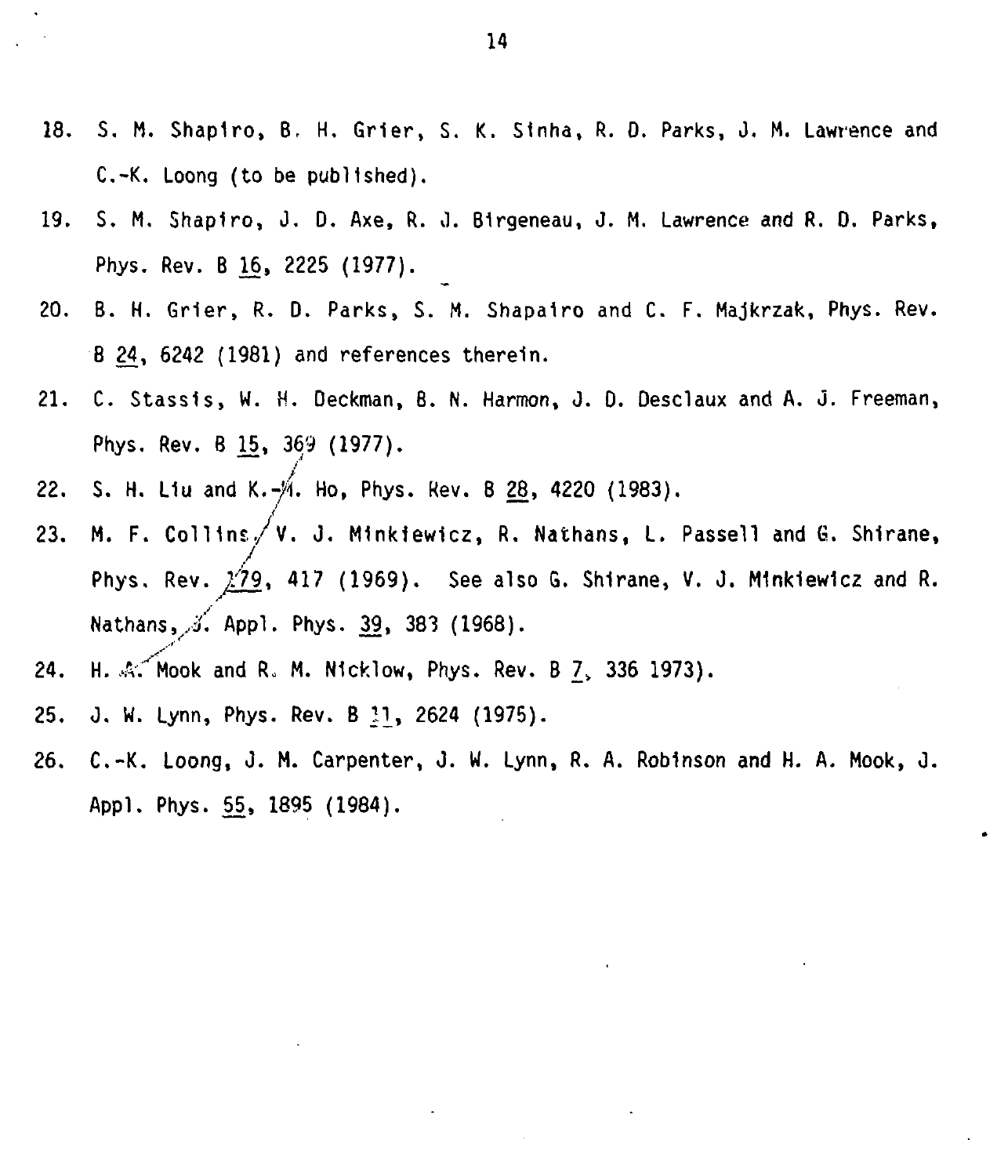18. S. M. Shapiro, B. H. Grier, S. K. Sinha, R. D. Parks, J. M. Lawrence and C.-K. Loong (to be published).
19. S. M. Shapiro, J. D. Axe, R. J. Birgeneau, J. M. Lawrence and R. D. Parks, Phys. Rev. B 16, 2225 (1977).
20. B. H. Grier, R. D. Parks, S. M. Shapairo and C. F. Majkrzak, Phys. Rev. B 24, 6242 (1981) and references therein.
21. C. Stassis, W. H. Deckman, B. N. Harmon, J. D. Desclaux and A. J. Freeman, Phys. Rev. B 15, 369 (1977).
22. S. H. Liu and K.-M. Ho, Phys. Rev. B 28, 4220 (1983).
23. M. F. Collins, V. J. Minkiewicz, R. Nathans, L. Passell and G. Shirane, Phys. Rev. 179, 417 (1969). See also G. Shirane, V. J. Minkiewicz and R. Nathans, J. Appl. Phys. 39, 383 (1968).
24. H. A. Mook and R. M. Nicklow, Phys. Rev. B 7, 336 1973).
25. J. W. Lynn, Phys. Rev. B 11, 2624 (1975).
26. C.-K. Loong, J. M. Carpenter, J. W. Lynn, R. A. Robinson and H. A. Mook, J. Appl. Phys. 55, 1895 (1984).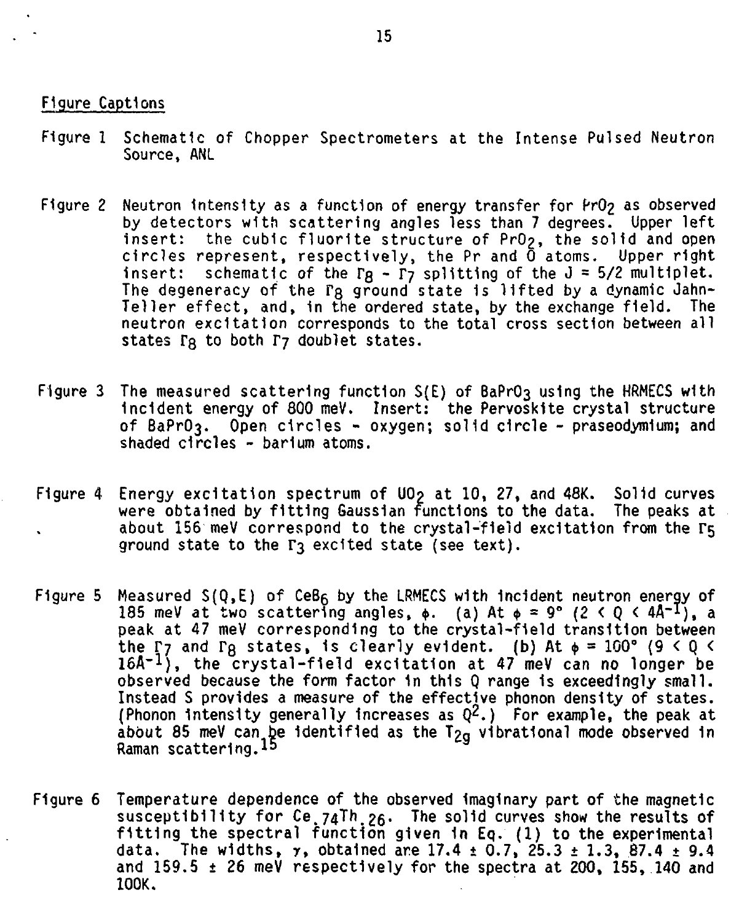## Figure Captions

Figure 1 Schematic of Chopper Spectrometers at the Intense Pulsed Neutron Source, ANL

Figure 2 Neutron intensity as a function of energy transfer for $PrO_2$ as observed by detectors with scattering angles less than 7 degrees. Upper left insert: the cubic fluorite structure of $PrO_2$, the solid and open circles represent, respectively, the Pr and O atoms. Upper right insert: schematic of the $\Gamma_8$ - $\Gamma_7$ splitting of the J = 5/2 multiplet. The degeneracy of the $\Gamma_8$ ground state is lifted by a dynamic Jahn-Teller effect, and, in the ordered state, by the exchange field. The neutron excitation corresponds to the total cross section between all states $\Gamma_8$ to both $\Gamma_7$ doublet states.

Figure 3 The measured scattering function S(E) of $BaPrO_3$ using the HRMECS with incident energy of 800 meV. Insert: the Pervoskite crystal structure of $BaPrO_3$. Open circles - oxygen; solid circle - praseodymium; and shaded circles - barium atoms.

Figure 4 Energy excitation spectrum of $UO_2$ at 10, 27, and 48K. Solid curves were obtained by fitting Gaussian functions to the data. The peaks at about 156 meV correspond to the crystal-field excitation from the $\Gamma_5$ ground state to the $\Gamma_3$ excited state (see text).

Figure 5 Measured S(Q,E) of $CeB_6$ by the LRMECS with incident neutron energy of 185 meV at two scattering angles, $\phi$. (a) At $\phi = 9°$ ($2 < Q < 4Å^{-1}$), a peak at 47 meV corresponding to the crystal-field transition between the $\Gamma_7$ and $\Gamma_8$ states, is clearly evident. (b) At $\phi = 100°$ ($9 < Q < 16Å^{-1}$), the crystal-field excitation at 47 meV can no longer be observed because the form factor in this Q range is exceedingly small. Instead S provides a measure of the effective phonon density of states. (Phonon intensity generally increases as $Q^2$.) For example, the peak at about 85 meV can be identified as the $T_{2g}$ vibrational mode observed in Raman scattering.[15]

Figure 6 Temperature dependence of the observed imaginary part of the magnetic susceptibility for $Ce_{.74}Th_{.26}$. The solid curves show the results of fitting the spectral function given in Eq. (1) to the experimental data. The widths, $\gamma$, obtained are 17.4 ± 0.7, 25.3 ± 1.3, 87.4 ± 9.4 and 159.5 ± 26 meV respectively for the spectra at 200, 155, 140 and 100K.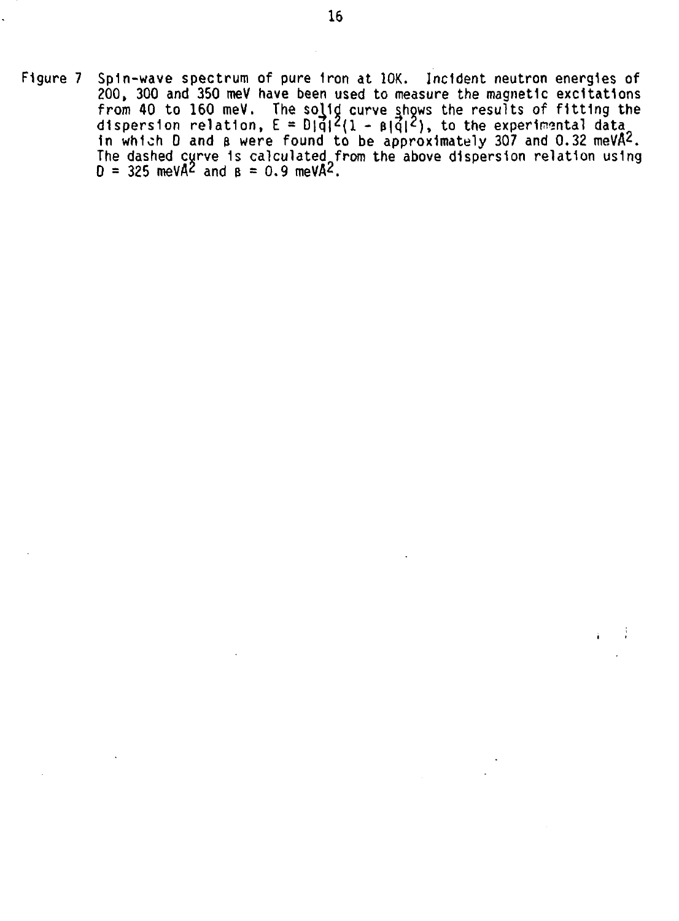Figure 7 Spin-wave spectrum of pure iron at 10K. Incident neutron energies of 200, 300 and 350 meV have been used to measure the magnetic excitations from 40 to 160 meV. The solid curve shows the results of fitting the dispersion relation, $E = D|\vec{q}|^2(1 - \beta|\vec{q}|^2)$, to the experimental data in which D and $\beta$ were found to be approximately 307 and 0.32 meVÅ$^2$. The dashed curve is calculated from the above dispersion relation using $D = 325$ meVÅ$^2$ and $\beta = 0.9$ meVÅ$^2$.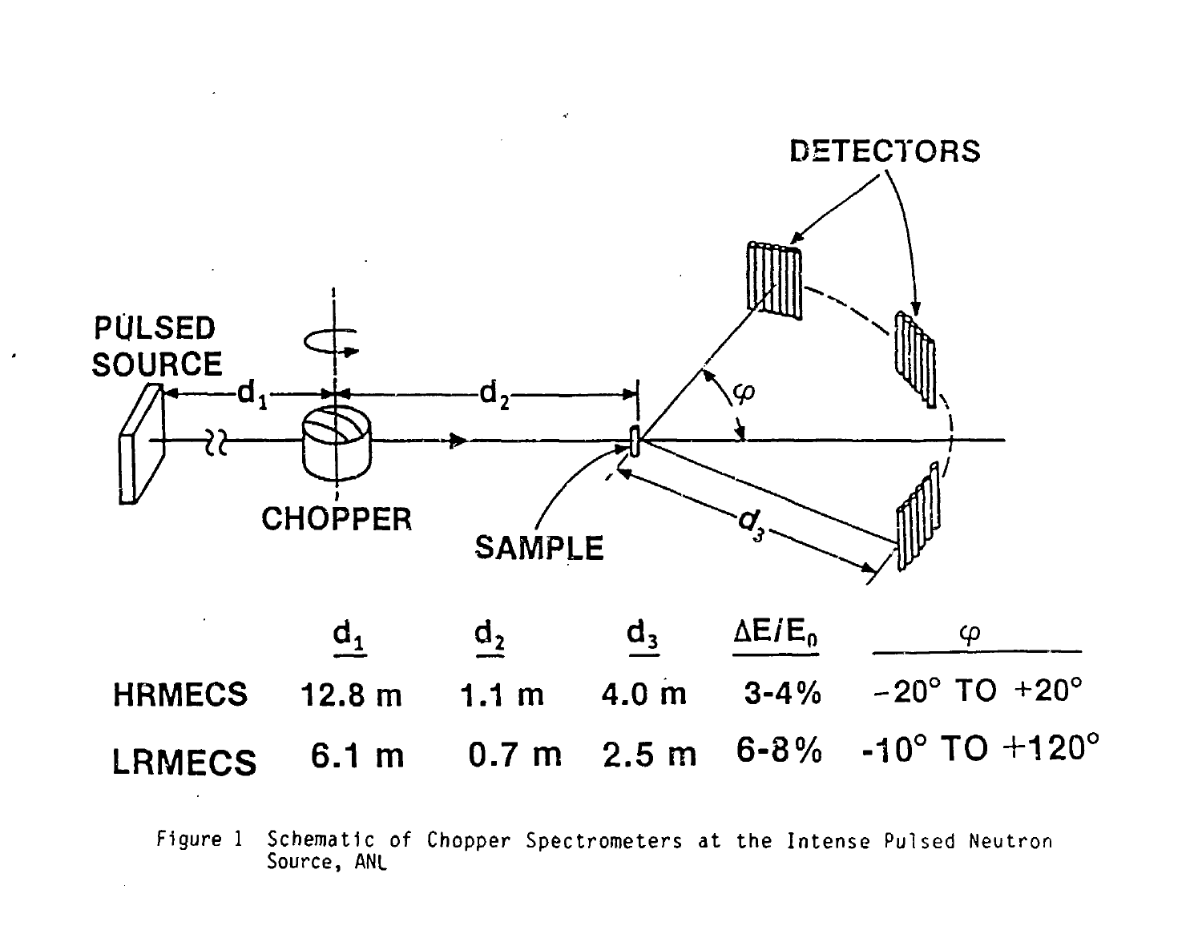| | $d_1$ | $d_2$ | $d_3$ | $\Delta E/E_0$ | $\varphi$ |
|---|---|---|---|---|---|
| HRMECS | 12.8 m | 1.1 m | 4.0 m | 3-4% | -20° TO +20° |
| LRMECS | 6.1 m | 0.7 m | 2.5 m | 6-8% | -10° TO +120° |

Figure 1 Schematic of Chopper Spectrometers at the Intense Pulsed Neutron Source, ANL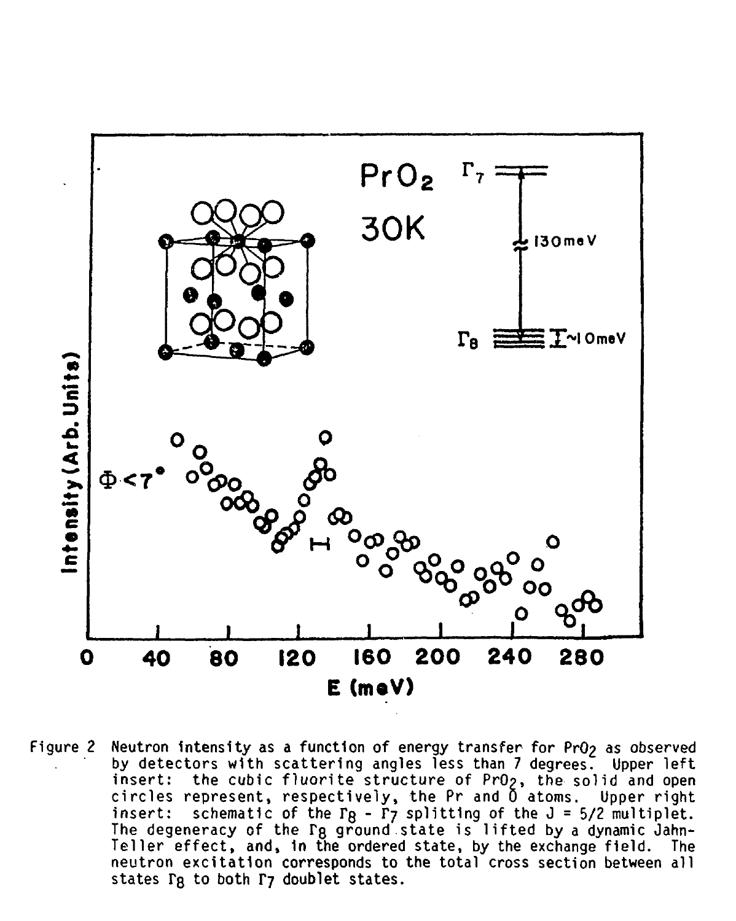Figure 2  Neutron intensity as a function of energy transfer for $PrO_2$ as observed by detectors with scattering angles less than 7 degrees. Upper left insert: the cubic fluorite structure of $PrO_2$, the solid and open circles represent, respectively, the Pr and O atoms. Upper right insert: schematic of the $\Gamma_8$ - $\Gamma_7$ splitting of the J = 5/2 multiplet. The degeneracy of the $\Gamma_8$ ground state is lifted by a dynamic Jahn-Teller effect, and, in the ordered state, by the exchange field. The neutron excitation corresponds to the total cross section between all states $\Gamma_8$ to both $\Gamma_7$ doublet states.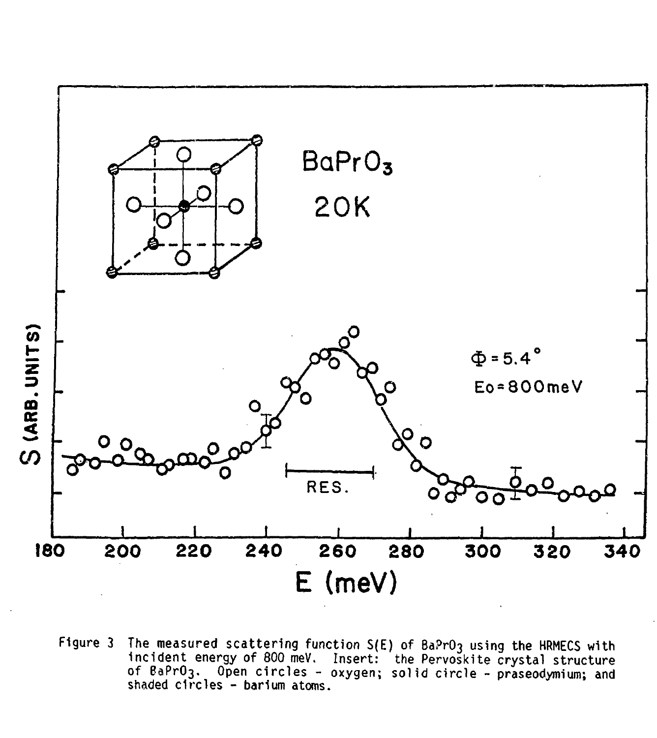Figure 3 The measured scattering function S(E) of $BaPrO_3$ using the HRMECS with incident energy of 800 meV. Insert: the Pervoskite crystal structure of $BaPrO_3$. Open circles - oxygen; solid circle - praseodymium; and shaded circles - barium atoms.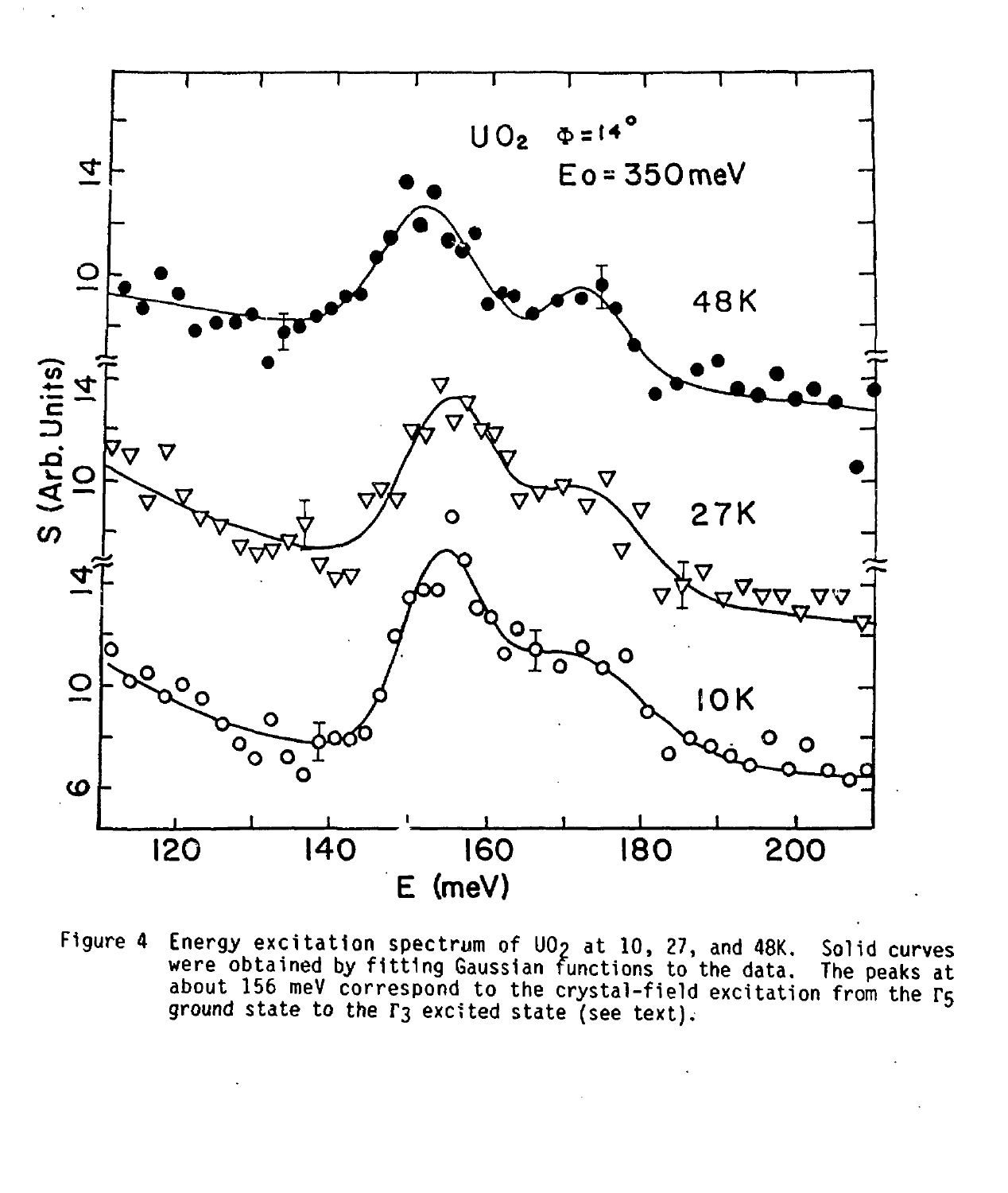Figure 4 Energy excitation spectrum of $UO_2$ at 10, 27, and 48K. Solid curves were obtained by fitting Gaussian functions to the data. The peaks at about 156 meV correspond to the crystal-field excitation from the $\Gamma_5$ ground state to the $\Gamma_3$ excited state (see text).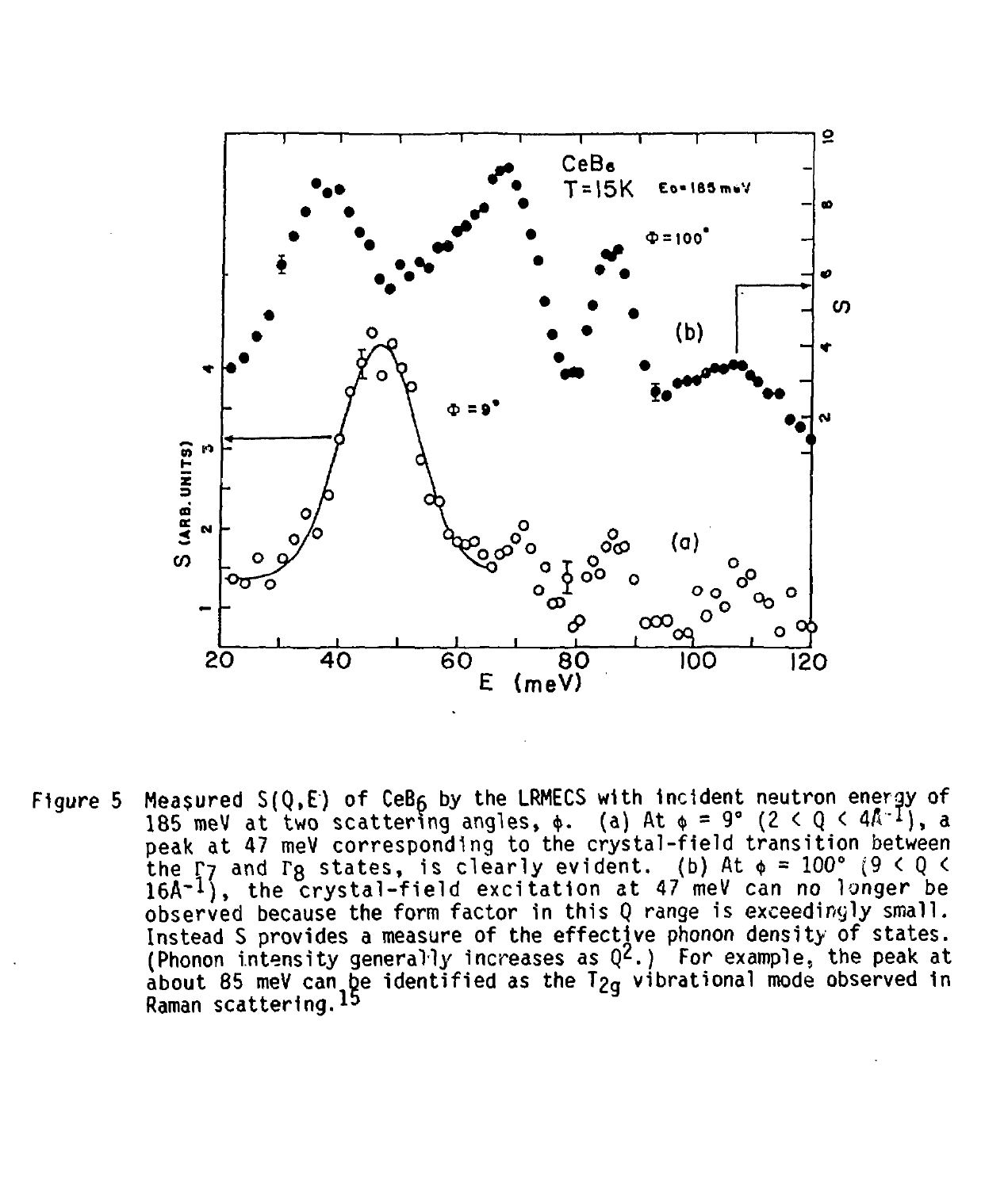Figure 5 Measured $S(Q,E)$ of $CeB_6$ by the LRMECS with incident neutron energy of 185 meV at two scattering angles, $\phi$. (a) At $\phi = 9°$ ($2 < Q < 4Å^{-1}$), a peak at 47 meV corresponding to the crystal-field transition between the $\Gamma_7$ and $\Gamma_8$ states, is clearly evident. (b) At $\phi = 100°$ ($9 < Q < 16Å^{-1}$), the crystal-field excitation at 47 meV can no longer be observed because the form factor in this Q range is exceedingly small. Instead S provides a measure of the effective phonon density of states. (Phonon intensity generally increases as $Q^2$.) For example, the peak at about 85 meV can be identified as the $T_{2g}$ vibrational mode observed in Raman scattering.[15]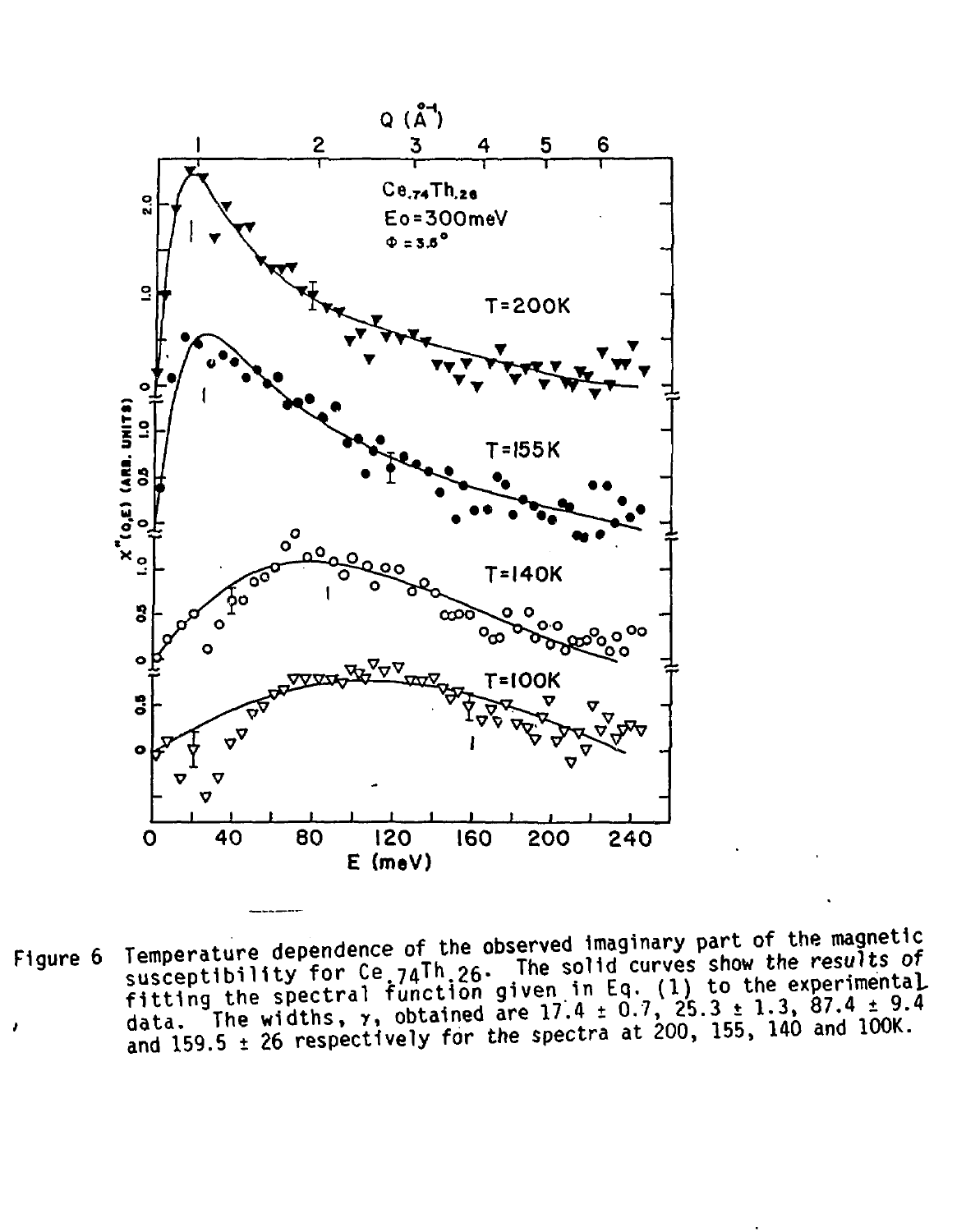Figure 6 Temperature dependence of the observed imaginary part of the magnetic susceptibility for $Ce_{.74}Th_{.26}$. The solid curves show the results of fitting the spectral function given in Eq. (1) to the experimental data. The widths, $\gamma$, obtained are $17.4 \pm 0.7$, $25.3 \pm 1.3$, $87.4 \pm 9.4$ and $159.5 \pm 26$ respectively for the spectra at 200, 155, 140 and 100K.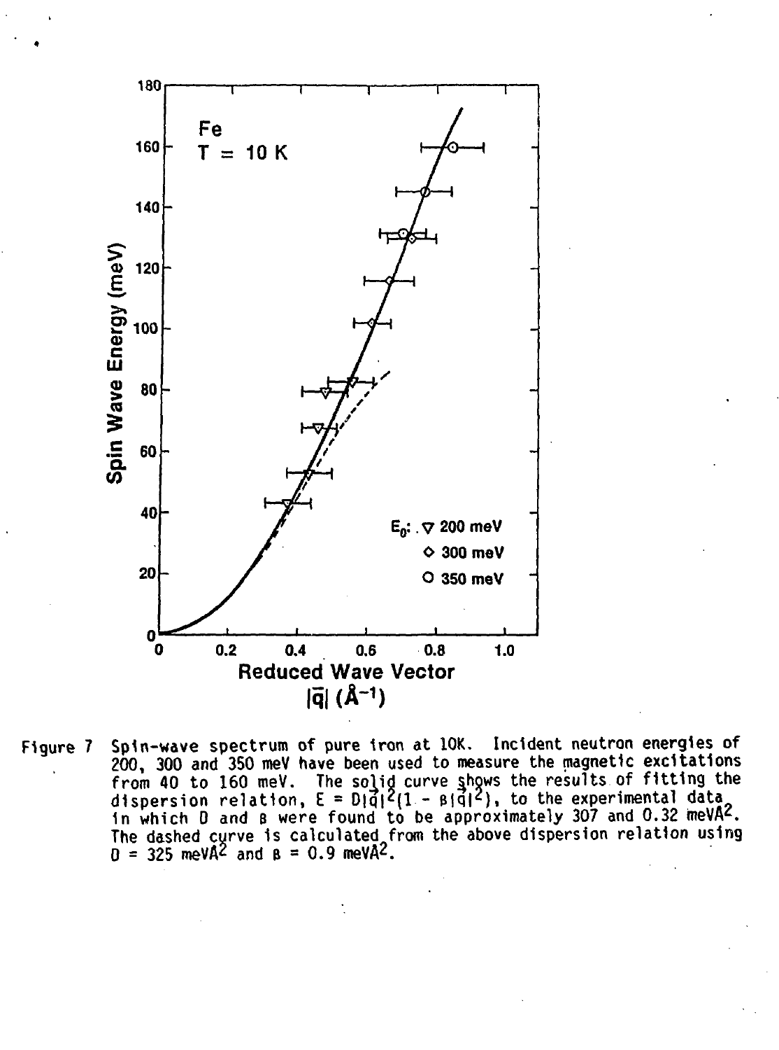Fe
T = 10 K

Spin Wave Energy (meV)

180
160
140
120
100
80
60
40
20
0

0
0.2
0.4
0.6
0.8
1.0

Reduced Wave Vector
$|\vec{q}|$ ($Å^{-1}$)

$E_0$: ▽ 200 meV
◇ 300 meV
○ 350 meV

Figure 7 Spin-wave spectrum of pure iron at 10K. Incident neutron energies of 200, 300 and 350 meV have been used to measure the magnetic excitations from 40 to 160 meV. The solid curve shows the results of fitting the dispersion relation, $E = D|\vec{q}|^2(1 - \beta|\vec{q}|^2)$, to the experimental data in which D and $\beta$ were found to be approximately 307 and 0.32 $meVÅ^2$. The dashed curve is calculated from the above dispersion relation using $D = 325$ $meVÅ^2$ and $\beta = 0.9$ $meVÅ^2$.